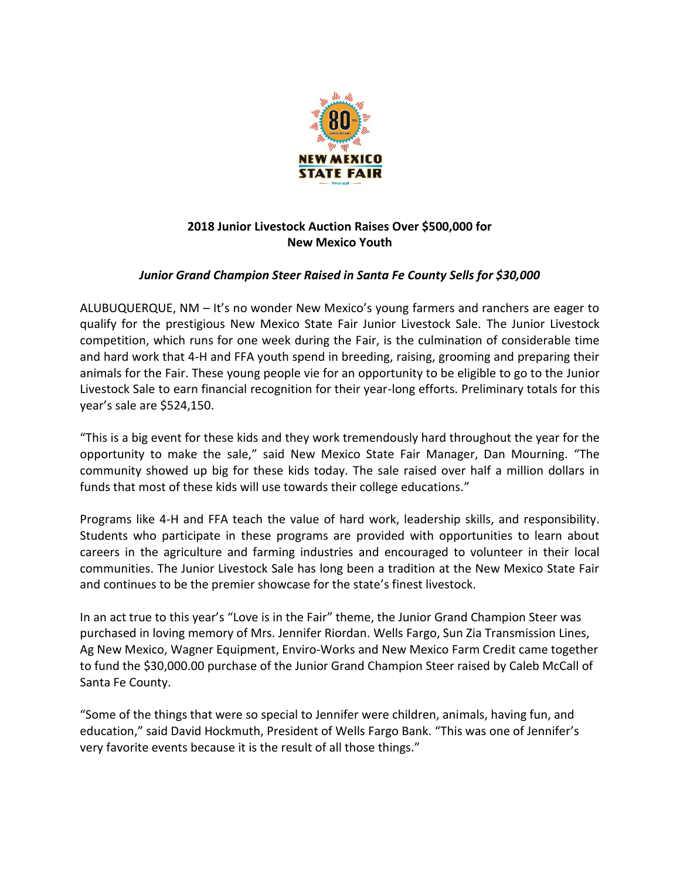# 2018 Junior Livestock Auction Raises Over $500,000 for New Mexico Youth

***Junior Grand Champion Steer Raised in Santa Fe County Sells for $30,000***

ALUBUQUERQUE, NM – It's no wonder New Mexico's young farmers and ranchers are eager to qualify for the prestigious New Mexico State Fair Junior Livestock Sale. The Junior Livestock competition, which runs for one week during the Fair, is the culmination of considerable time and hard work that 4-H and FFA youth spend in breeding, raising, grooming and preparing their animals for the Fair. These young people vie for an opportunity to be eligible to go to the Junior Livestock Sale to earn financial recognition for their year-long efforts. Preliminary totals for this year's sale are $524,150.

"This is a big event for these kids and they work tremendously hard throughout the year for the opportunity to make the sale," said New Mexico State Fair Manager, Dan Mourning. "The community showed up big for these kids today. The sale raised over half a million dollars in funds that most of these kids will use towards their college educations."

Programs like 4-H and FFA teach the value of hard work, leadership skills, and responsibility. Students who participate in these programs are provided with opportunities to learn about careers in the agriculture and farming industries and encouraged to volunteer in their local communities. The Junior Livestock Sale has long been a tradition at the New Mexico State Fair and continues to be the premier showcase for the state's finest livestock.

In an act true to this year's "Love is in the Fair" theme, the Junior Grand Champion Steer was purchased in loving memory of Mrs. Jennifer Riordan. Wells Fargo, Sun Zia Transmission Lines, Ag New Mexico, Wagner Equipment, Enviro-Works and New Mexico Farm Credit came together to fund the $30,000.00 purchase of the Junior Grand Champion Steer raised by Caleb McCall of Santa Fe County.

"Some of the things that were so special to Jennifer were children, animals, having fun, and education," said David Hockmuth, President of Wells Fargo Bank. "This was one of Jennifer's very favorite events because it is the result of all those things."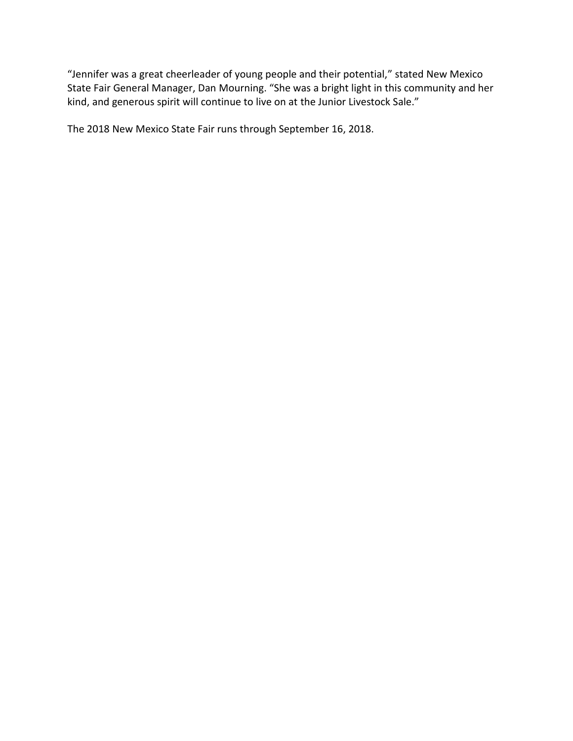"Jennifer was a great cheerleader of young people and their potential," stated New Mexico State Fair General Manager, Dan Mourning. "She was a bright light in this community and her kind, and generous spirit will continue to live on at the Junior Livestock Sale."

The 2018 New Mexico State Fair runs through September 16, 2018.